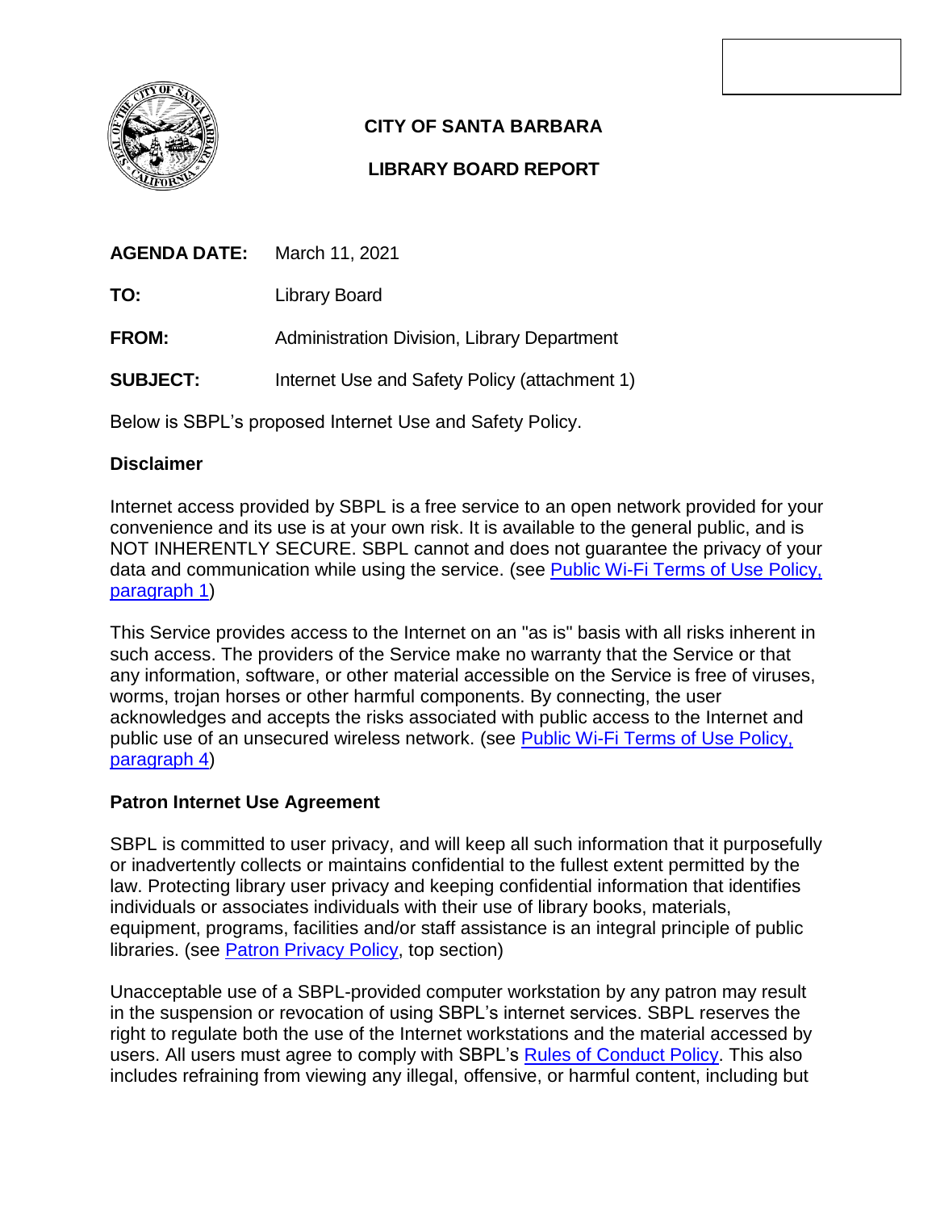**CITY OF SANTA BARBARA**

**LIBRARY BOARD REPORT**

**AGENDA DATE:** March 11, 2021

**TO:** Library Board

**FROM:** Administration Division, Library Department

**SUBJECT:** Internet Use and Safety Policy (attachment 1)

Below is SBPL's proposed Internet Use and Safety Policy.

**Disclaimer**

Internet access provided by SBPL is a free service to an open network provided for your convenience and its use is at your own risk. It is available to the general public, and is NOT INHERENTLY SECURE. SBPL cannot and does not guarantee the privacy of your data and communication while using the service. (see Public Wi-Fi Terms of Use Policy, paragraph 1)

This Service provides access to the Internet on an "as is" basis with all risks inherent in such access. The providers of the Service make no warranty that the Service or that any information, software, or other material accessible on the Service is free of viruses, worms, trojan horses or other harmful components. By connecting, the user acknowledges and accepts the risks associated with public access to the Internet and public use of an unsecured wireless network. (see Public Wi-Fi Terms of Use Policy, paragraph 4)

**Patron Internet Use Agreement**

SBPL is committed to user privacy, and will keep all such information that it purposefully or inadvertently collects or maintains confidential to the fullest extent permitted by the law. Protecting library user privacy and keeping confidential information that identifies individuals or associates individuals with their use of library books, materials, equipment, programs, facilities and/or staff assistance is an integral principle of public libraries. (see Patron Privacy Policy, top section)

Unacceptable use of a SBPL-provided computer workstation by any patron may result in the suspension or revocation of using SBPL's internet services. SBPL reserves the right to regulate both the use of the Internet workstations and the material accessed by users. All users must agree to comply with SBPL's Rules of Conduct Policy. This also includes refraining from viewing any illegal, offensive, or harmful content, including but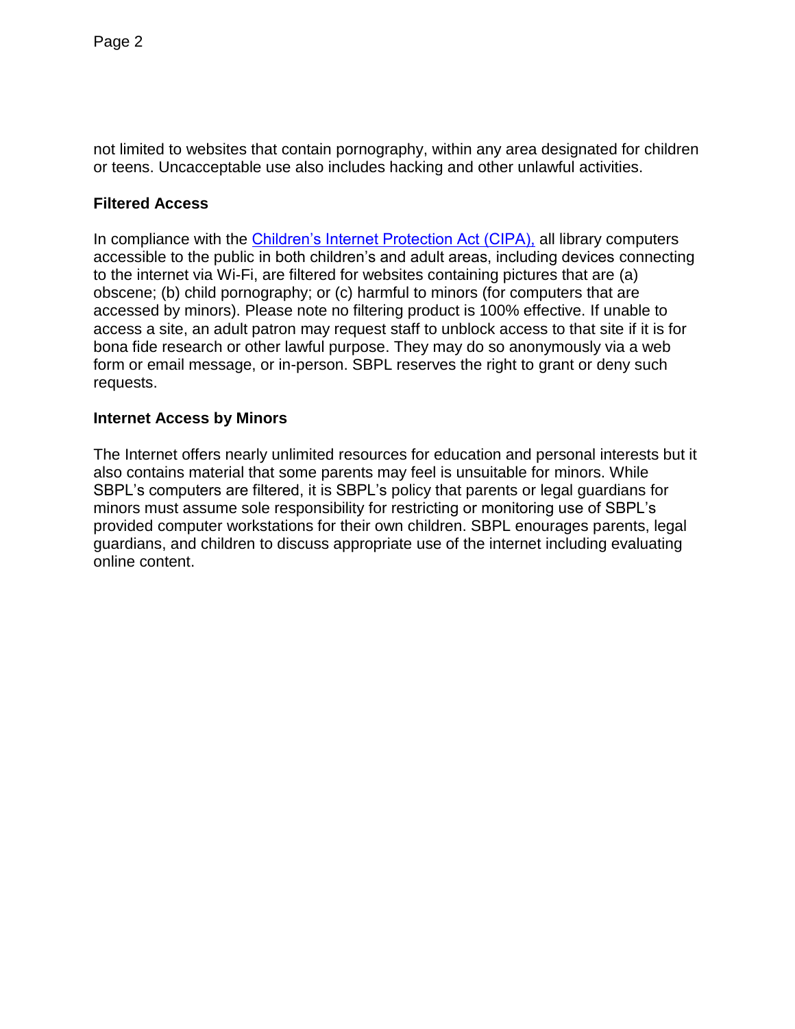not limited to websites that contain pornography, within any area designated for children or teens. Uncacceptable use also includes hacking and other unlawful activities.

**Filtered Access**

In compliance with the Children's Internet Protection Act (CIPA), all library computers accessible to the public in both children's and adult areas, including devices connecting to the internet via Wi-Fi, are filtered for websites containing pictures that are (a) obscene; (b) child pornography; or (c) harmful to minors (for computers that are accessed by minors). Please note no filtering product is 100% effective. If unable to access a site, an adult patron may request staff to unblock access to that site if it is for bona fide research or other lawful purpose. They may do so anonymously via a web form or email message, or in-person. SBPL reserves the right to grant or deny such requests.

**Internet Access by Minors**

The Internet offers nearly unlimited resources for education and personal interests but it also contains material that some parents may feel is unsuitable for minors. While SBPL's computers are filtered, it is SBPL's policy that parents or legal guardians for minors must assume sole responsibility for restricting or monitoring use of SBPL's provided computer workstations for their own children. SBPL enourages parents, legal guardians, and children to discuss appropriate use of the internet including evaluating online content.